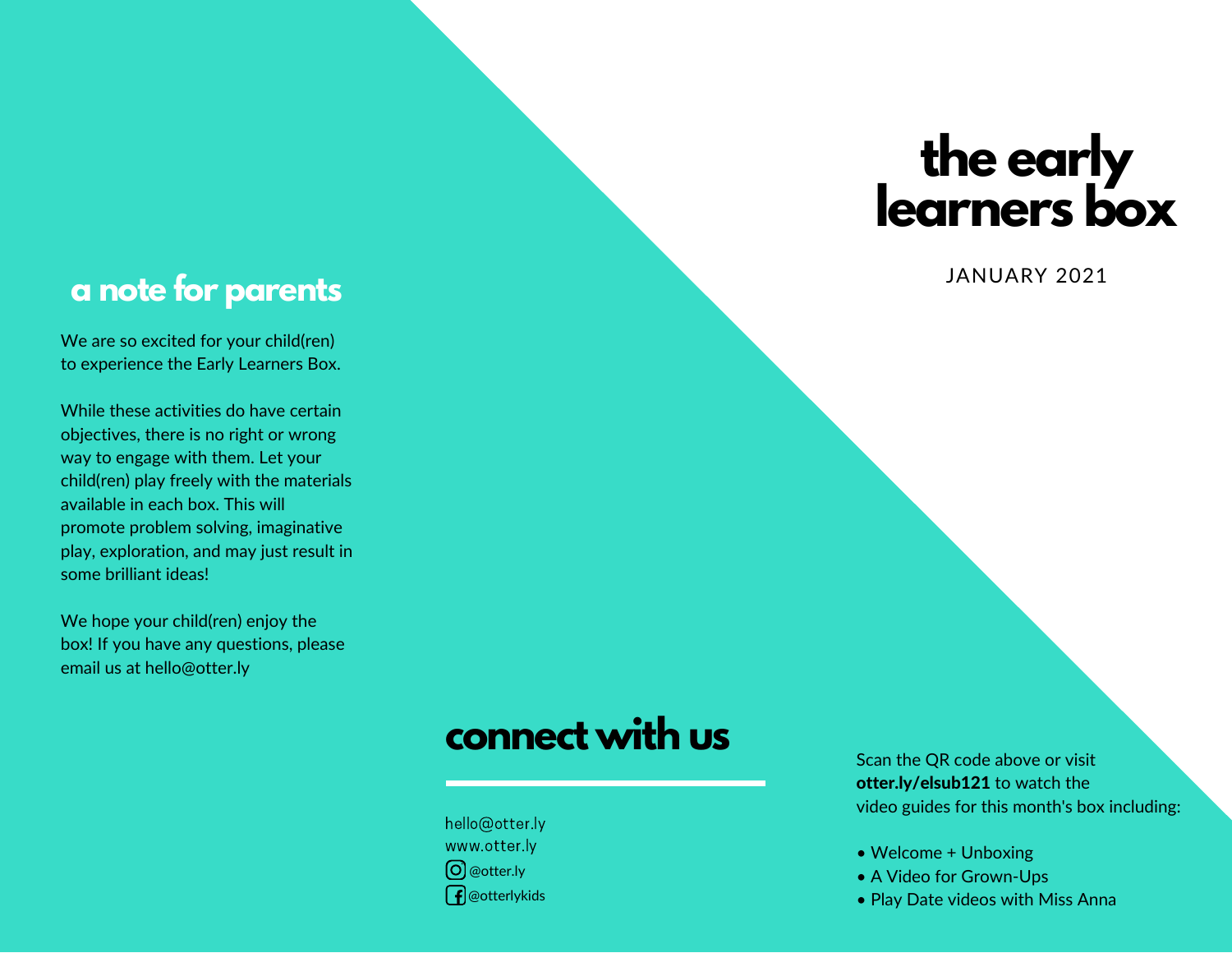## a note for parents

We are so excited for your child(ren) to experience the Early Learners Box.

While these activities do have certain objectives, there is no right or wrong way to engage with them. Let your child(ren) play freely with the materials available in each box. This will promote problem solving, imaginative play, exploration, and may just result in some brilliant ideas!

We hope your child(ren) enjoy the box! If you have any questions, please email us at hello@otter.ly

## connect with us

hello@otter.ly
www.otter.ly
@otter.ly
@otterlykids

Scan the QR code above or visit **otter.ly/elsub121** to watch the video guides for this month's box including:

- Welcome + Unboxing
- A Video for Grown-Ups
- Play Date videos with Miss Anna

# the early learners box

JANUARY 2021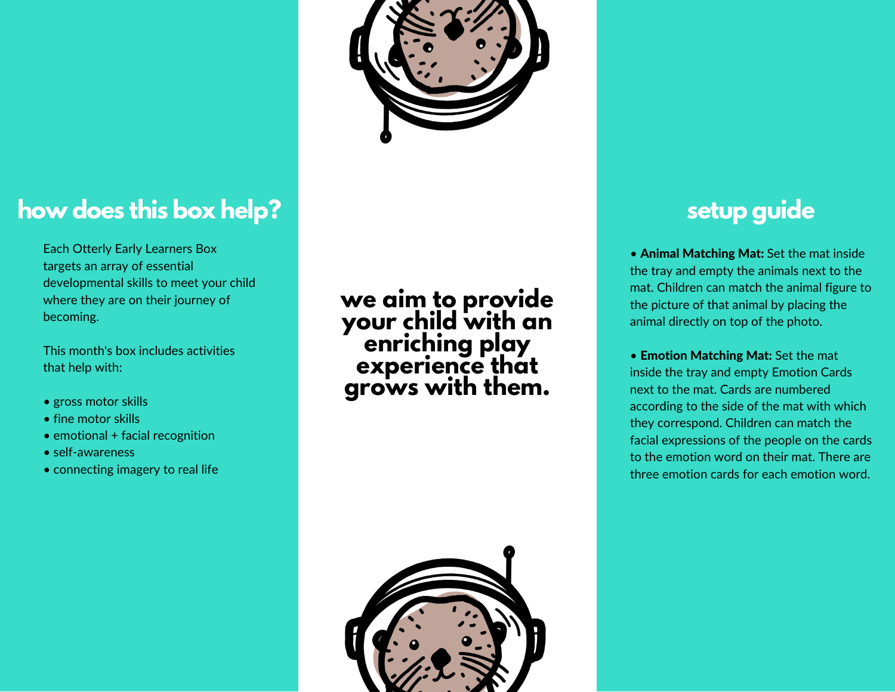## how does this box help?

Each Otterly Early Learners Box targets an array of essential developmental skills to meet your child where they are on their journey of becoming.

This month's box includes activities that help with:

- gross motor skills
- fine motor skills
- emotional + facial recognition
- self-awareness
- connecting imagery to real life

**we aim to provide your child with an enriching play experience that grows with them.**

## setup guide

- **Animal Matching Mat:** Set the mat inside the tray and empty the animals next to the mat. Children can match the animal figure to the picture of that animal by placing the animal directly on top of the photo.

- **Emotion Matching Mat:** Set the mat inside the tray and empty Emotion Cards next to the mat. Cards are numbered according to the side of the mat with which they correspond. Children can match the facial expressions of the people on the cards to the emotion word on their mat. There are three emotion cards for each emotion word.